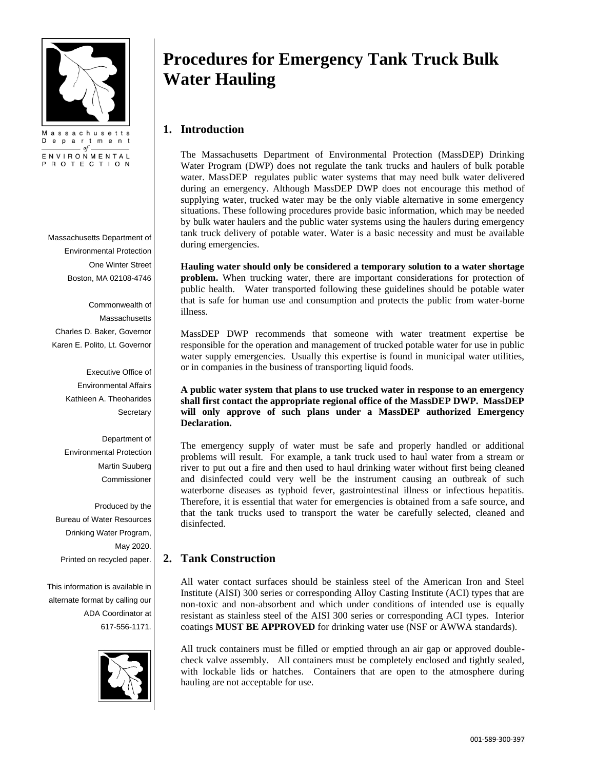Massachusetts Department of ENVIRONMENTAL PROTECTION

# Procedures for Emergency Tank Truck Bulk Water Hauling

## 1. Introduction

The Massachusetts Department of Environmental Protection (MassDEP) Drinking Water Program (DWP) does not regulate the tank trucks and haulers of bulk potable water. MassDEP regulates public water systems that may need bulk water delivered during an emergency. Although MassDEP DWP does not encourage this method of supplying water, trucked water may be the only viable alternative in some emergency situations. These following procedures provide basic information, which may be needed by bulk water haulers and the public water systems using the haulers during emergency tank truck delivery of potable water. Water is a basic necessity and must be available during emergencies.

**Hauling water should only be considered a temporary solution to a water shortage problem.** When trucking water, there are important considerations for protection of public health. Water transported following these guidelines should be potable water that is safe for human use and consumption and protects the public from water-borne illness.

MassDEP DWP recommends that someone with water treatment expertise be responsible for the operation and management of trucked potable water for use in public water supply emergencies. Usually this expertise is found in municipal water utilities, or in companies in the business of transporting liquid foods.

**A public water system that plans to use trucked water in response to an emergency shall first contact the appropriate regional office of the MassDEP DWP. MassDEP will only approve of such plans under a MassDEP authorized Emergency Declaration.**

The emergency supply of water must be safe and properly handled or additional problems will result. For example, a tank truck used to haul water from a stream or river to put out a fire and then used to haul drinking water without first being cleaned and disinfected could very well be the instrument causing an outbreak of such waterborne diseases as typhoid fever, gastrointestinal illness or infectious hepatitis. Therefore, it is essential that water for emergencies is obtained from a safe source, and that the tank trucks used to transport the water be carefully selected, cleaned and disinfected.

## 2. Tank Construction

All water contact surfaces should be stainless steel of the American Iron and Steel Institute (AISI) 300 series or corresponding Alloy Casting Institute (ACI) types that are non-toxic and non-absorbent and which under conditions of intended use is equally resistant as stainless steel of the AISI 300 series or corresponding ACI types. Interior coatings **MUST BE APPROVED** for drinking water use (NSF or AWWA standards).

All truck containers must be filled or emptied through an air gap or approved double-check valve assembly. All containers must be completely enclosed and tightly sealed, with lockable lids or hatches. Containers that are open to the atmosphere during hauling are not acceptable for use.

Massachusetts Department of Environmental Protection
One Winter Street
Boston, MA 02108-4746

Commonwealth of Massachusetts
Charles D. Baker, Governor
Karen E. Polito, Lt. Governor

Executive Office of Environmental Affairs
Kathleen A. Theoharides
Secretary

Department of Environmental Protection
Martin Suuberg
Commissioner

Produced by the Bureau of Water Resources Drinking Water Program, May 2020.
Printed on recycled paper.

This information is available in alternate format by calling our ADA Coordinator at 617-556-1171.

001-589-300-397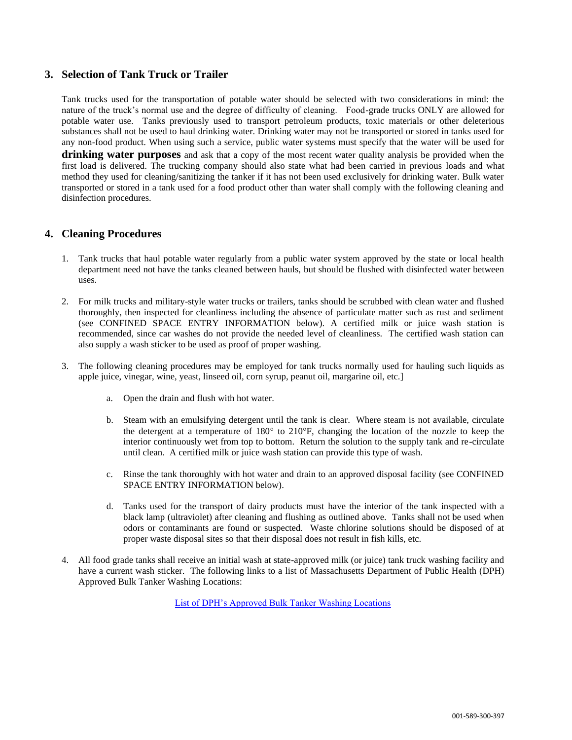## 3. Selection of Tank Truck or Trailer

Tank trucks used for the transportation of potable water should be selected with two considerations in mind: the nature of the truck's normal use and the degree of difficulty of cleaning. Food-grade trucks ONLY are allowed for potable water use. Tanks previously used to transport petroleum products, toxic materials or other deleterious substances shall not be used to haul drinking water. Drinking water may not be transported or stored in tanks used for any non-food product. When using such a service, public water systems must specify that the water will be used for **drinking water purposes** and ask that a copy of the most recent water quality analysis be provided when the first load is delivered. The trucking company should also state what had been carried in previous loads and what method they used for cleaning/sanitizing the tanker if it has not been used exclusively for drinking water. Bulk water transported or stored in a tank used for a food product other than water shall comply with the following cleaning and disinfection procedures.

## 4. Cleaning Procedures

1. Tank trucks that haul potable water regularly from a public water system approved by the state or local health department need not have the tanks cleaned between hauls, but should be flushed with disinfected water between uses.

2. For milk trucks and military-style water trucks or trailers, tanks should be scrubbed with clean water and flushed thoroughly, then inspected for cleanliness including the absence of particulate matter such as rust and sediment (see CONFINED SPACE ENTRY INFORMATION below). A certified milk or juice wash station is recommended, since car washes do not provide the needed level of cleanliness. The certified wash station can also supply a wash sticker to be used as proof of proper washing.

3. The following cleaning procedures may be employed for tank trucks normally used for hauling such liquids as apple juice, vinegar, wine, yeast, linseed oil, corn syrup, peanut oil, margarine oil, etc.]

   a. Open the drain and flush with hot water.

   b. Steam with an emulsifying detergent until the tank is clear. Where steam is not available, circulate the detergent at a temperature of 180° to 210°F, changing the location of the nozzle to keep the interior continuously wet from top to bottom. Return the solution to the supply tank and re-circulate until clean. A certified milk or juice wash station can provide this type of wash.

   c. Rinse the tank thoroughly with hot water and drain to an approved disposal facility (see CONFINED SPACE ENTRY INFORMATION below).

   d. Tanks used for the transport of dairy products must have the interior of the tank inspected with a black lamp (ultraviolet) after cleaning and flushing as outlined above. Tanks shall not be used when odors or contaminants are found or suspected. Waste chlorine solutions should be disposed of at proper waste disposal sites so that their disposal does not result in fish kills, etc.

4. All food grade tanks shall receive an initial wash at state-approved milk (or juice) tank truck washing facility and have a current wash sticker. The following links to a list of Massachusetts Department of Public Health (DPH) Approved Bulk Tanker Washing Locations:

   List of DPH's Approved Bulk Tanker Washing Locations

001-589-300-397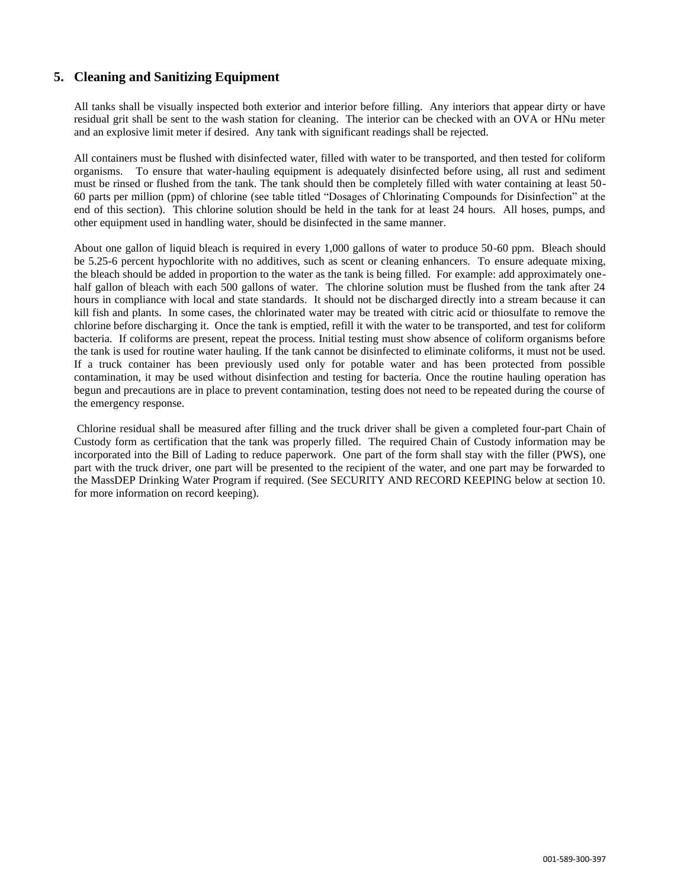## 5. Cleaning and Sanitizing Equipment

All tanks shall be visually inspected both exterior and interior before filling. Any interiors that appear dirty or have residual grit shall be sent to the wash station for cleaning. The interior can be checked with an OVA or HNu meter and an explosive limit meter if desired. Any tank with significant readings shall be rejected.

All containers must be flushed with disinfected water, filled with water to be transported, and then tested for coliform organisms. To ensure that water-hauling equipment is adequately disinfected before using, all rust and sediment must be rinsed or flushed from the tank. The tank should then be completely filled with water containing at least 50-60 parts per million (ppm) of chlorine (see table titled "Dosages of Chlorinating Compounds for Disinfection" at the end of this section). This chlorine solution should be held in the tank for at least 24 hours. All hoses, pumps, and other equipment used in handling water, should be disinfected in the same manner.

About one gallon of liquid bleach is required in every 1,000 gallons of water to produce 50-60 ppm. Bleach should be 5.25-6 percent hypochlorite with no additives, such as scent or cleaning enhancers. To ensure adequate mixing, the bleach should be added in proportion to the water as the tank is being filled. For example: add approximately one-half gallon of bleach with each 500 gallons of water. The chlorine solution must be flushed from the tank after 24 hours in compliance with local and state standards. It should not be discharged directly into a stream because it can kill fish and plants. In some cases, the chlorinated water may be treated with citric acid or thiosulfate to remove the chlorine before discharging it. Once the tank is emptied, refill it with the water to be transported, and test for coliform bacteria. If coliforms are present, repeat the process. Initial testing must show absence of coliform organisms before the tank is used for routine water hauling. If the tank cannot be disinfected to eliminate coliforms, it must not be used. If a truck container has been previously used only for potable water and has been protected from possible contamination, it may be used without disinfection and testing for bacteria. Once the routine hauling operation has begun and precautions are in place to prevent contamination, testing does not need to be repeated during the course of the emergency response.

Chlorine residual shall be measured after filling and the truck driver shall be given a completed four-part Chain of Custody form as certification that the tank was properly filled. The required Chain of Custody information may be incorporated into the Bill of Lading to reduce paperwork. One part of the form shall stay with the filler (PWS), one part with the truck driver, one part will be presented to the recipient of the water, and one part may be forwarded to the MassDEP Drinking Water Program if required. (See SECURITY AND RECORD KEEPING below at section 10. for more information on record keeping).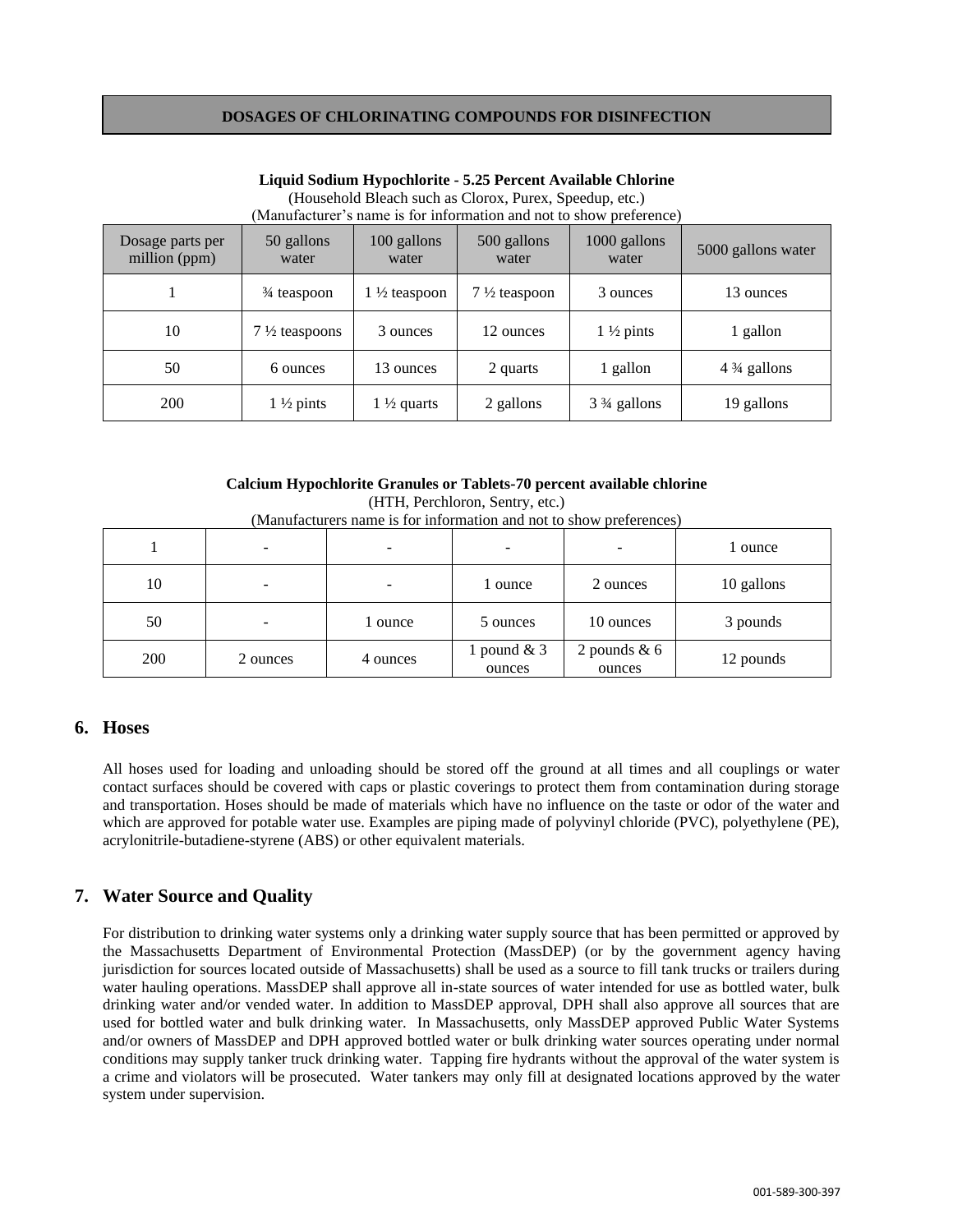## DOSAGES OF CHLORINATING COMPOUNDS FOR DISINFECTION

**Liquid Sodium Hypochlorite - 5.25 Percent Available Chlorine**
(Household Bleach such as Clorox, Purex, Speedup, etc.)
(Manufacturer's name is for information and not to show preference)

| Dosage parts per million (ppm) | 50 gallons water | 100 gallons water | 500 gallons water | 1000 gallons water | 5000 gallons water |
|---|---|---|---|---|---|
| 1 | ¾ teaspoon | 1 ½ teaspoon | 7 ½ teaspoon | 3 ounces | 13 ounces |
| 10 | 7 ½ teaspoons | 3 ounces | 12 ounces | 1 ½ pints | 1 gallon |
| 50 | 6 ounces | 13 ounces | 2 quarts | 1 gallon | 4 ¾ gallons |
| 200 | 1 ½ pints | 1 ½ quarts | 2 gallons | 3 ¾ gallons | 19 gallons |

**Calcium Hypochlorite Granules or Tablets-70 percent available chlorine**
(HTH, Perchloron, Sentry, etc.)
(Manufacturers name is for information and not to show preferences)

| Dosage parts per million (ppm) | 50 gallons water | 100 gallons water | 500 gallons water | 1000 gallons water | 5000 gallons water |
|---|---|---|---|---|---|
| 1 | - | - | - | - | 1 ounce |
| 10 | - | - | 1 ounce | 2 ounces | 10 gallons |
| 50 | - | 1 ounce | 5 ounces | 10 ounces | 3 pounds |
| 200 | 2 ounces | 4 ounces | 1 pound & 3 ounces | 2 pounds & 6 ounces | 12 pounds |

## 6. Hoses

All hoses used for loading and unloading should be stored off the ground at all times and all couplings or water contact surfaces should be covered with caps or plastic coverings to protect them from contamination during storage and transportation. Hoses should be made of materials which have no influence on the taste or odor of the water and which are approved for potable water use. Examples are piping made of polyvinyl chloride (PVC), polyethylene (PE), acrylonitrile-butadiene-styrene (ABS) or other equivalent materials.

## 7. Water Source and Quality

For distribution to drinking water systems only a drinking water supply source that has been permitted or approved by the Massachusetts Department of Environmental Protection (MassDEP) (or by the government agency having jurisdiction for sources located outside of Massachusetts) shall be used as a source to fill tank trucks or trailers during water hauling operations. MassDEP shall approve all in-state sources of water intended for use as bottled water, bulk drinking water and/or vended water. In addition to MassDEP approval, DPH shall also approve all sources that are used for bottled water and bulk drinking water. In Massachusetts, only MassDEP approved Public Water Systems and/or owners of MassDEP and DPH approved bottled water or bulk drinking water sources operating under normal conditions may supply tanker truck drinking water. Tapping fire hydrants without the approval of the water system is a crime and violators will be prosecuted. Water tankers may only fill at designated locations approved by the water system under supervision.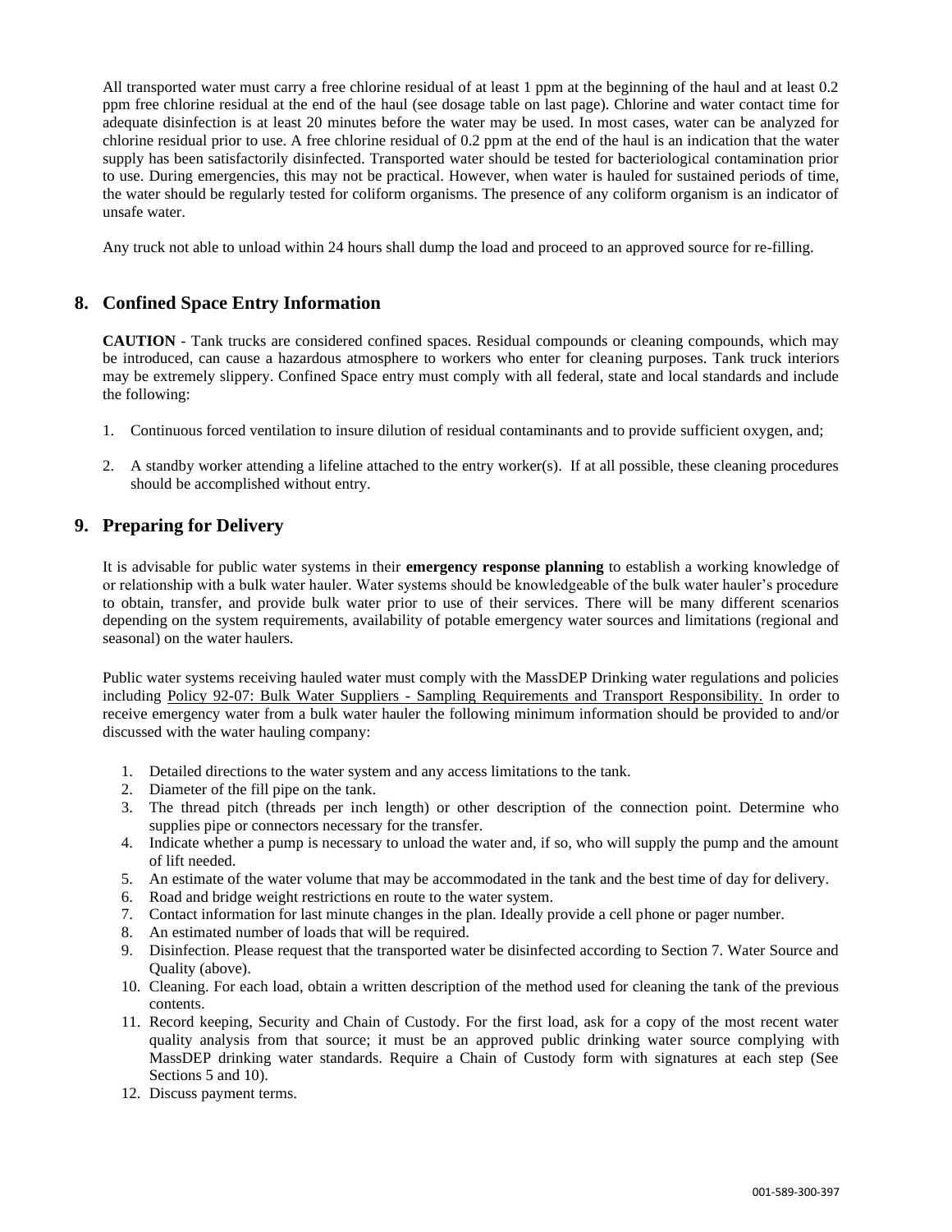All transported water must carry a free chlorine residual of at least 1 ppm at the beginning of the haul and at least 0.2 ppm free chlorine residual at the end of the haul (see dosage table on last page). Chlorine and water contact time for adequate disinfection is at least 20 minutes before the water may be used. In most cases, water can be analyzed for chlorine residual prior to use. A free chlorine residual of 0.2 ppm at the end of the haul is an indication that the water supply has been satisfactorily disinfected. Transported water should be tested for bacteriological contamination prior to use. During emergencies, this may not be practical. However, when water is hauled for sustained periods of time, the water should be regularly tested for coliform organisms. The presence of any coliform organism is an indicator of unsafe water.

Any truck not able to unload within 24 hours shall dump the load and proceed to an approved source for re-filling.

## 8. Confined Space Entry Information

**CAUTION** - Tank trucks are considered confined spaces. Residual compounds or cleaning compounds, which may be introduced, can cause a hazardous atmosphere to workers who enter for cleaning purposes. Tank truck interiors may be extremely slippery. Confined Space entry must comply with all federal, state and local standards and include the following:

1. Continuous forced ventilation to insure dilution of residual contaminants and to provide sufficient oxygen, and;
2. A standby worker attending a lifeline attached to the entry worker(s). If at all possible, these cleaning procedures should be accomplished without entry.

## 9. Preparing for Delivery

It is advisable for public water systems in their **emergency response planning** to establish a working knowledge of or relationship with a bulk water hauler. Water systems should be knowledgeable of the bulk water hauler's procedure to obtain, transfer, and provide bulk water prior to use of their services. There will be many different scenarios depending on the system requirements, availability of potable emergency water sources and limitations (regional and seasonal) on the water haulers.

Public water systems receiving hauled water must comply with the MassDEP Drinking water regulations and policies including Policy 92-07: Bulk Water Suppliers - Sampling Requirements and Transport Responsibility. In order to receive emergency water from a bulk water hauler the following minimum information should be provided to and/or discussed with the water hauling company:

1. Detailed directions to the water system and any access limitations to the tank.
2. Diameter of the fill pipe on the tank.
3. The thread pitch (threads per inch length) or other description of the connection point. Determine who supplies pipe or connectors necessary for the transfer.
4. Indicate whether a pump is necessary to unload the water and, if so, who will supply the pump and the amount of lift needed.
5. An estimate of the water volume that may be accommodated in the tank and the best time of day for delivery.
6. Road and bridge weight restrictions en route to the water system.
7. Contact information for last minute changes in the plan. Ideally provide a cell phone or pager number.
8. An estimated number of loads that will be required.
9. Disinfection. Please request that the transported water be disinfected according to Section 7. Water Source and Quality (above).
10. Cleaning. For each load, obtain a written description of the method used for cleaning the tank of the previous contents.
11. Record keeping, Security and Chain of Custody. For the first load, ask for a copy of the most recent water quality analysis from that source; it must be an approved public drinking water source complying with MassDEP drinking water standards. Require a Chain of Custody form with signatures at each step (See Sections 5 and 10).
12. Discuss payment terms.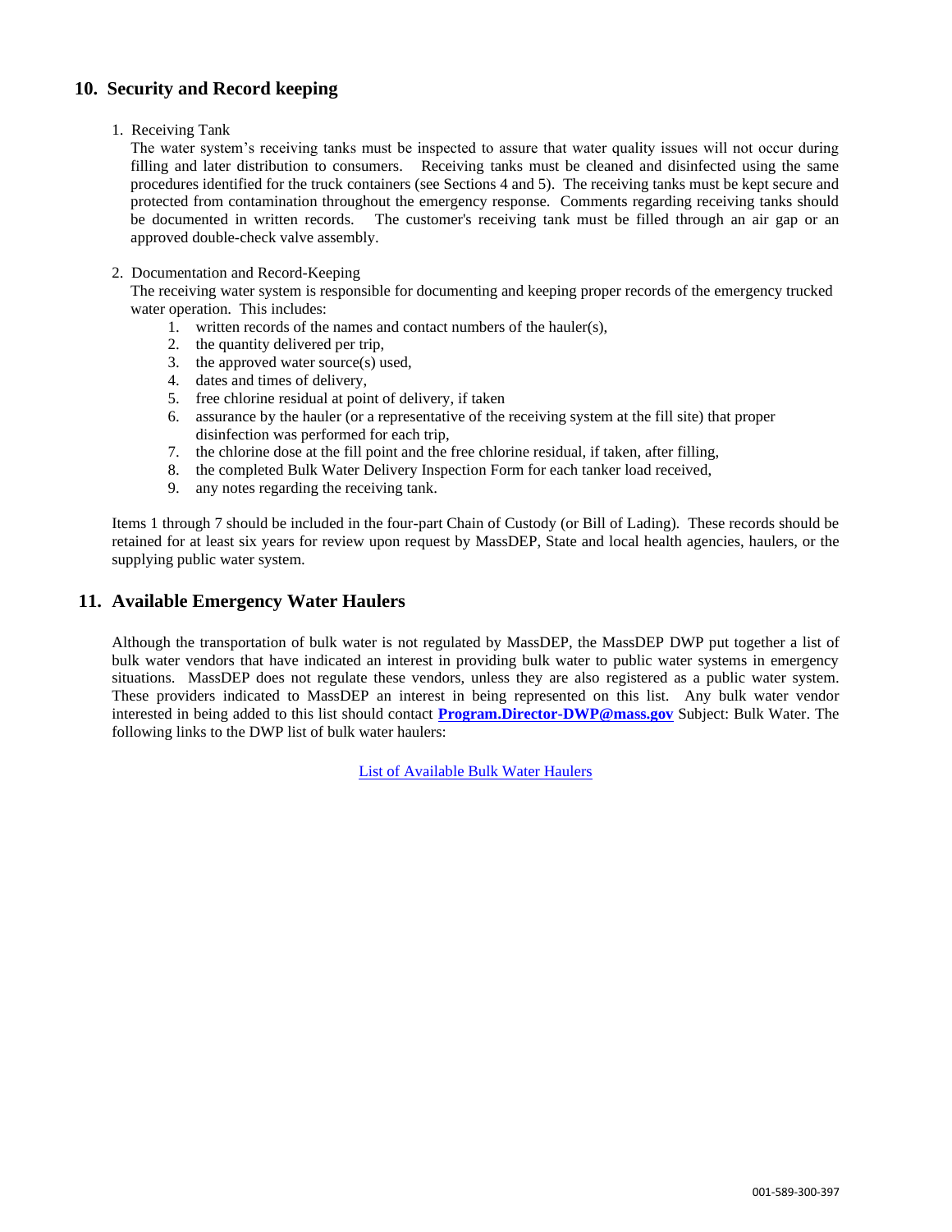## 10. Security and Record keeping

1. Receiving Tank

   The water system's receiving tanks must be inspected to assure that water quality issues will not occur during filling and later distribution to consumers. Receiving tanks must be cleaned and disinfected using the same procedures identified for the truck containers (see Sections 4 and 5). The receiving tanks must be kept secure and protected from contamination throughout the emergency response. Comments regarding receiving tanks should be documented in written records. The customer's receiving tank must be filled through an air gap or an approved double-check valve assembly.

2. Documentation and Record-Keeping

   The receiving water system is responsible for documenting and keeping proper records of the emergency trucked water operation. This includes:
   1. written records of the names and contact numbers of the hauler(s),
   2. the quantity delivered per trip,
   3. the approved water source(s) used,
   4. dates and times of delivery,
   5. free chlorine residual at point of delivery, if taken
   6. assurance by the hauler (or a representative of the receiving system at the fill site) that proper disinfection was performed for each trip,
   7. the chlorine dose at the fill point and the free chlorine residual, if taken, after filling,
   8. the completed Bulk Water Delivery Inspection Form for each tanker load received,
   9. any notes regarding the receiving tank.

Items 1 through 7 should be included in the four-part Chain of Custody (or Bill of Lading). These records should be retained for at least six years for review upon request by MassDEP, State and local health agencies, haulers, or the supplying public water system.

## 11. Available Emergency Water Haulers

Although the transportation of bulk water is not regulated by MassDEP, the MassDEP DWP put together a list of bulk water vendors that have indicated an interest in providing bulk water to public water systems in emergency situations. MassDEP does not regulate these vendors, unless they are also registered as a public water system. These providers indicated to MassDEP an interest in being represented on this list. Any bulk water vendor interested in being added to this list should contact **Program.Director-DWP@mass.gov** Subject: Bulk Water. The following links to the DWP list of bulk water haulers:

List of Available Bulk Water Haulers

001-589-300-397